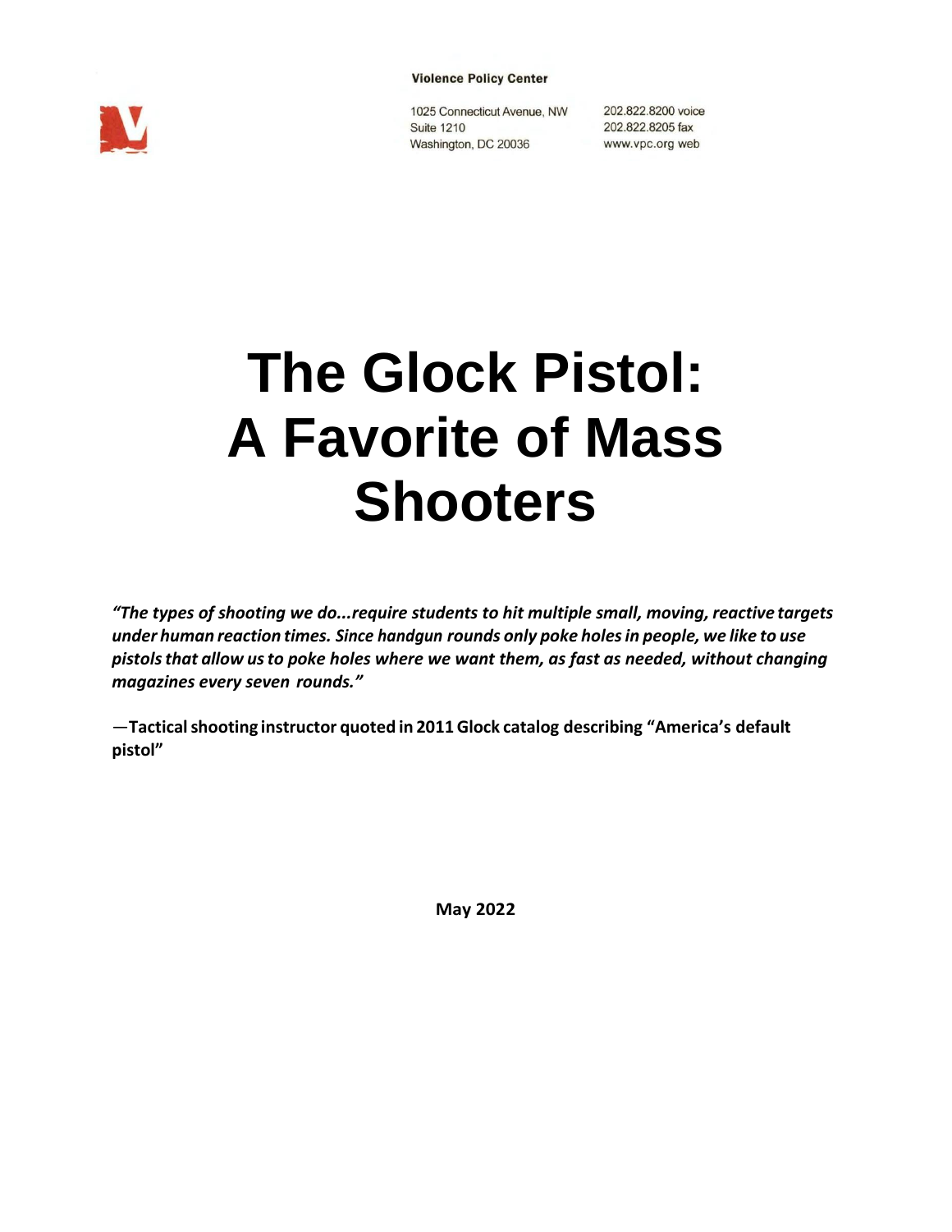**Violence Policy Center**

1025 Connecticut Avenue, NW
Suite 1210
Washington, DC 20036

202.822.8200 voice
202.822.8205 fax
www.vpc.org web

# The Glock Pistol: A Favorite of Mass Shooters

***"The types of shooting we do...require students to hit multiple small, moving, reactive targets under human reaction times. Since handgun rounds only poke holes in people, we like to use pistols that allow us to poke holes where we want them, as fast as needed, without changing magazines every seven rounds."***

**—Tactical shooting instructor quoted in 2011 Glock catalog describing "America's default pistol"**

**May 2022**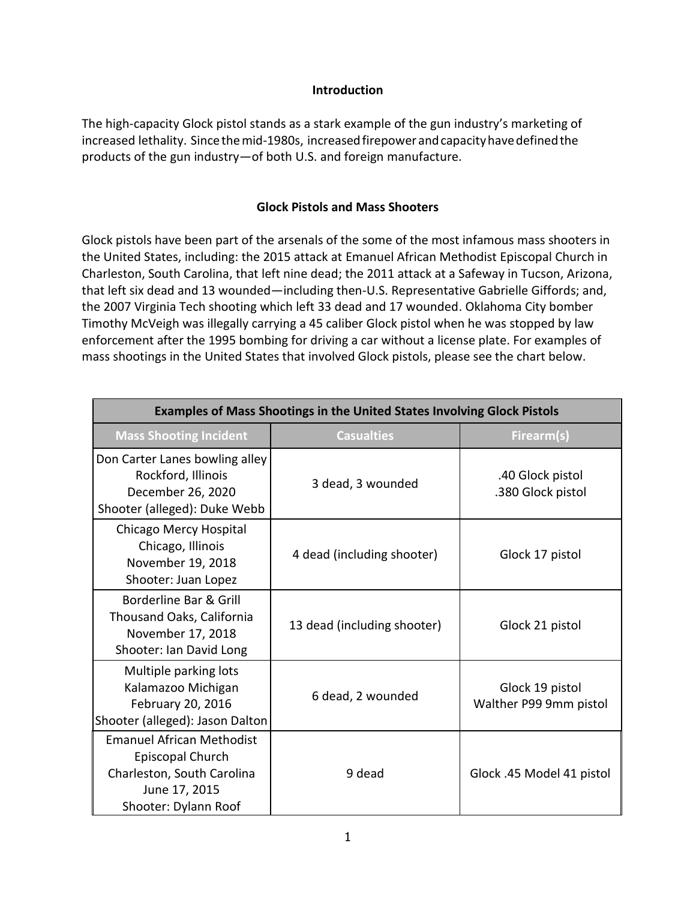## Introduction

The high-capacity Glock pistol stands as a stark example of the gun industry's marketing of increased lethality. Since the mid-1980s, increased firepower and capacity have defined the products of the gun industry—of both U.S. and foreign manufacture.

## Glock Pistols and Mass Shooters

Glock pistols have been part of the arsenals of the some of the most infamous mass shooters in the United States, including: the 2015 attack at Emanuel African Methodist Episcopal Church in Charleston, South Carolina, that left nine dead; the 2011 attack at a Safeway in Tucson, Arizona, that left six dead and 13 wounded—including then-U.S. Representative Gabrielle Giffords; and, the 2007 Virginia Tech shooting which left 33 dead and 17 wounded. Oklahoma City bomber Timothy McVeigh was illegally carrying a 45 caliber Glock pistol when he was stopped by law enforcement after the 1995 bombing for driving a car without a license plate. For examples of mass shootings in the United States that involved Glock pistols, please see the chart below.

| Examples of Mass Shootings in the United States Involving Glock Pistols | | |
|---|---|---|
| **Mass Shooting Incident** | **Casualties** | **Firearm(s)** |
| Don Carter Lanes bowling alley<br>Rockford, Illinois<br>December 26, 2020<br>Shooter (alleged): Duke Webb | 3 dead, 3 wounded | .40 Glock pistol<br>.380 Glock pistol |
| Chicago Mercy Hospital<br>Chicago, Illinois<br>November 19, 2018<br>Shooter: Juan Lopez | 4 dead (including shooter) | Glock 17 pistol |
| Borderline Bar & Grill<br>Thousand Oaks, California<br>November 17, 2018<br>Shooter: Ian David Long | 13 dead (including shooter) | Glock 21 pistol |
| Multiple parking lots<br>Kalamazoo Michigan<br>February 20, 2016<br>Shooter (alleged): Jason Dalton | 6 dead, 2 wounded | Glock 19 pistol<br>Walther P99 9mm pistol |
| Emanuel African Methodist Episcopal Church<br>Charleston, South Carolina<br>June 17, 2015<br>Shooter: Dylann Roof | 9 dead | Glock .45 Model 41 pistol |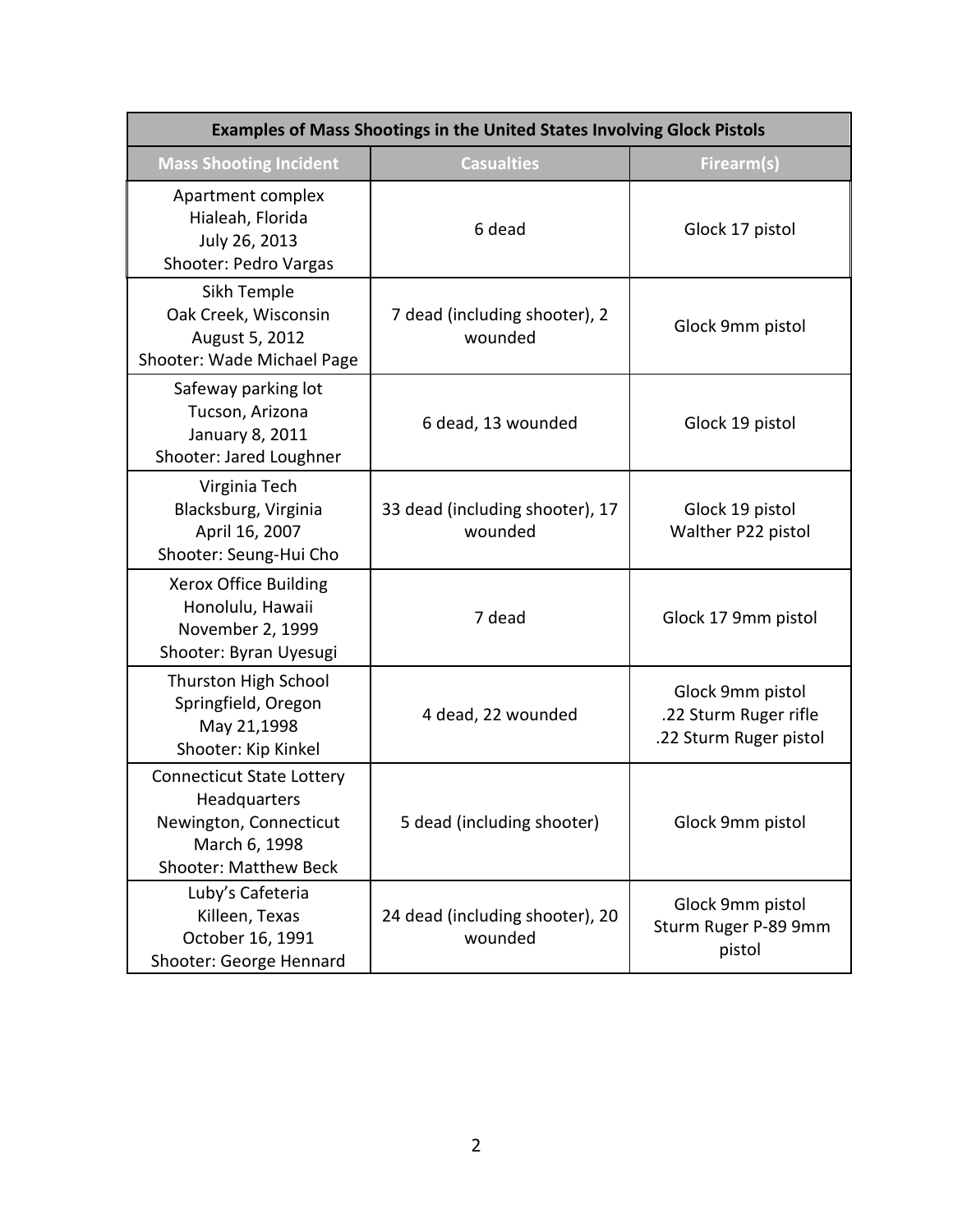| Examples of Mass Shootings in the United States Involving Glock Pistols | | |
|---|---|---|
| **Mass Shooting Incident** | **Casualties** | **Firearm(s)** |
| Apartment complex<br>Hialeah, Florida<br>July 26, 2013<br>Shooter: Pedro Vargas | 6 dead | Glock 17 pistol |
| Sikh Temple<br>Oak Creek, Wisconsin<br>August 5, 2012<br>Shooter: Wade Michael Page | 7 dead (including shooter), 2 wounded | Glock 9mm pistol |
| Safeway parking lot<br>Tucson, Arizona<br>January 8, 2011<br>Shooter: Jared Loughner | 6 dead, 13 wounded | Glock 19 pistol |
| Virginia Tech<br>Blacksburg, Virginia<br>April 16, 2007<br>Shooter: Seung-Hui Cho | 33 dead (including shooter), 17 wounded | Glock 19 pistol<br>Walther P22 pistol |
| Xerox Office Building<br>Honolulu, Hawaii<br>November 2, 1999<br>Shooter: Byran Uyesugi | 7 dead | Glock 17 9mm pistol |
| Thurston High School<br>Springfield, Oregon<br>May 21,1998<br>Shooter: Kip Kinkel | 4 dead, 22 wounded | Glock 9mm pistol<br>.22 Sturm Ruger rifle<br>.22 Sturm Ruger pistol |
| Connecticut State Lottery Headquarters<br>Newington, Connecticut<br>March 6, 1998<br>Shooter: Matthew Beck | 5 dead (including shooter) | Glock 9mm pistol |
| Luby's Cafeteria<br>Killeen, Texas<br>October 16, 1991<br>Shooter: George Hennard | 24 dead (including shooter), 20 wounded | Glock 9mm pistol<br>Sturm Ruger P-89 9mm pistol |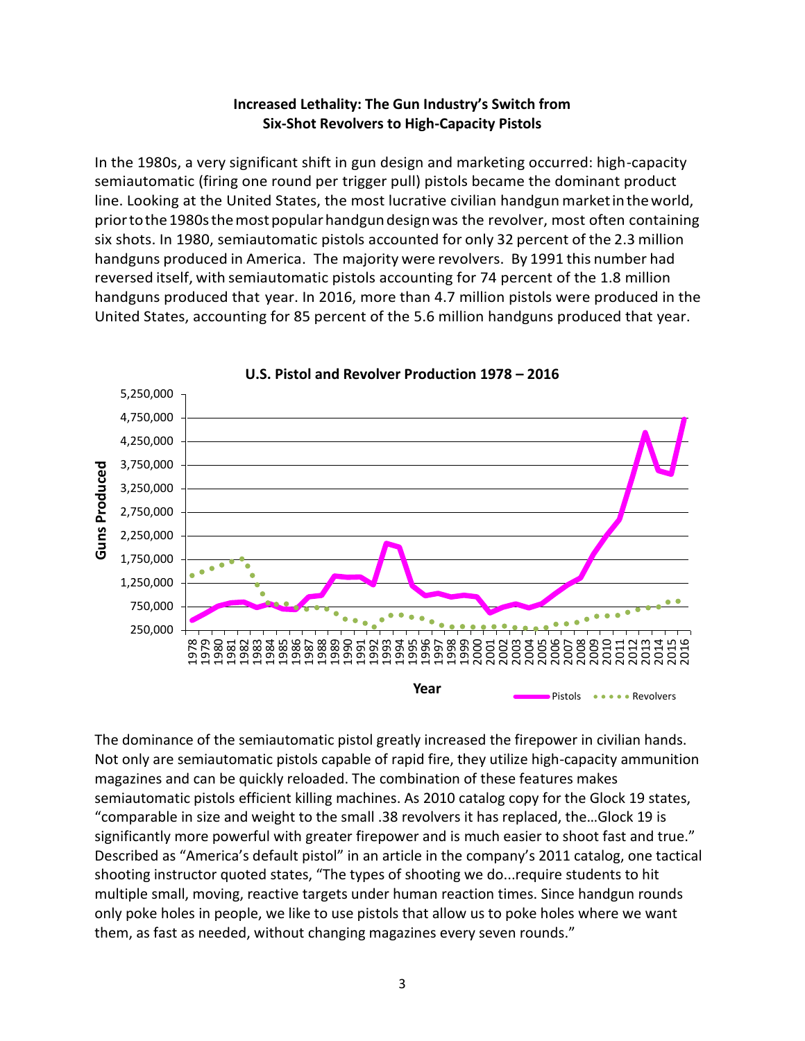**Increased Lethality: The Gun Industry's Switch from Six-Shot Revolvers to High-Capacity Pistols**

In the 1980s, a very significant shift in gun design and marketing occurred: high-capacity semiautomatic (firing one round per trigger pull) pistols became the dominant product line. Looking at the United States, the most lucrative civilian handgun market in the world, prior to the 1980s the most popular handgun design was the revolver, most often containing six shots. In 1980, semiautomatic pistols accounted for only 32 percent of the 2.3 million handguns produced in America. The majority were revolvers. By 1991 this number had reversed itself, with semiautomatic pistols accounting for 74 percent of the 1.8 million handguns produced that year. In 2016, more than 4.7 million pistols were produced in the United States, accounting for 85 percent of the 5.6 million handguns produced that year.

**U.S. Pistol and Revolver Production 1978 – 2016**

The dominance of the semiautomatic pistol greatly increased the firepower in civilian hands. Not only are semiautomatic pistols capable of rapid fire, they utilize high-capacity ammunition magazines and can be quickly reloaded. The combination of these features makes semiautomatic pistols efficient killing machines. As 2010 catalog copy for the Glock 19 states, "comparable in size and weight to the small .38 revolvers it has replaced, the…Glock 19 is significantly more powerful with greater firepower and is much easier to shoot fast and true." Described as "America's default pistol" in an article in the company's 2011 catalog, one tactical shooting instructor quoted states, "The types of shooting we do...require students to hit multiple small, moving, reactive targets under human reaction times. Since handgun rounds only poke holes in people, we like to use pistols that allow us to poke holes where we want them, as fast as needed, without changing magazines every seven rounds."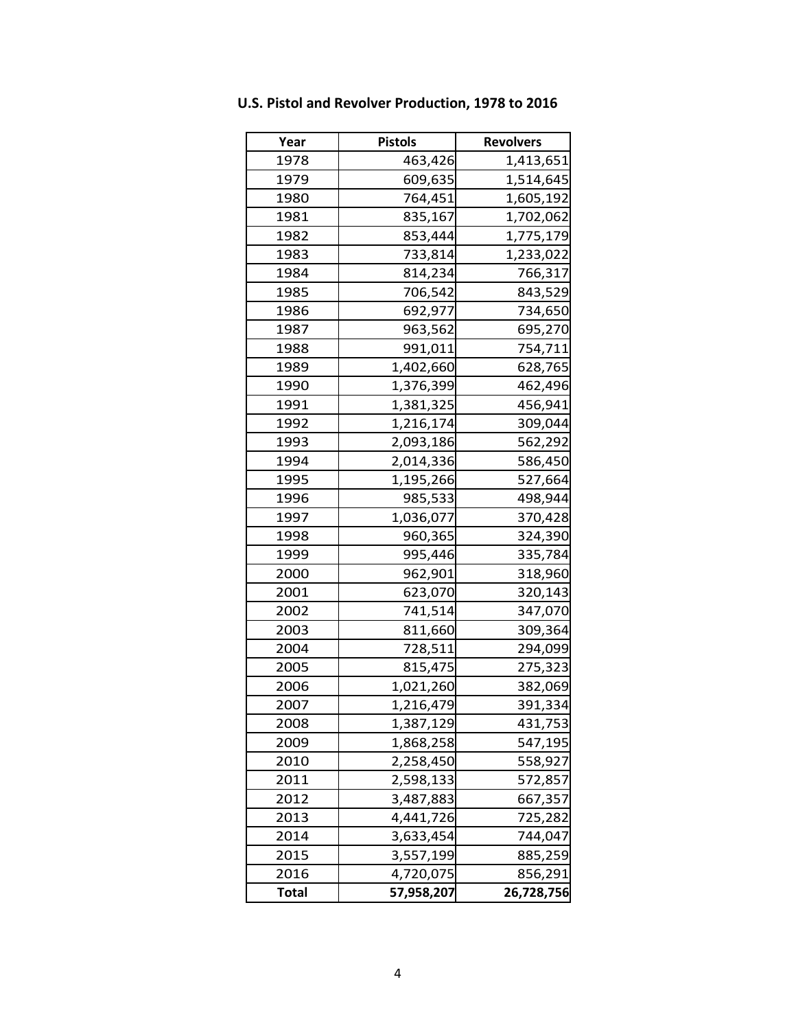**U.S. Pistol and Revolver Production, 1978 to 2016**

| Year | Pistols | Revolvers |
|---|---|---|
| 1978 | 463,426 | 1,413,651 |
| 1979 | 609,635 | 1,514,645 |
| 1980 | 764,451 | 1,605,192 |
| 1981 | 835,167 | 1,702,062 |
| 1982 | 853,444 | 1,775,179 |
| 1983 | 733,814 | 1,233,022 |
| 1984 | 814,234 | 766,317 |
| 1985 | 706,542 | 843,529 |
| 1986 | 692,977 | 734,650 |
| 1987 | 963,562 | 695,270 |
| 1988 | 991,011 | 754,711 |
| 1989 | 1,402,660 | 628,765 |
| 1990 | 1,376,399 | 462,496 |
| 1991 | 1,381,325 | 456,941 |
| 1992 | 1,216,174 | 309,044 |
| 1993 | 2,093,186 | 562,292 |
| 1994 | 2,014,336 | 586,450 |
| 1995 | 1,195,266 | 527,664 |
| 1996 | 985,533 | 498,944 |
| 1997 | 1,036,077 | 370,428 |
| 1998 | 960,365 | 324,390 |
| 1999 | 995,446 | 335,784 |
| 2000 | 962,901 | 318,960 |
| 2001 | 623,070 | 320,143 |
| 2002 | 741,514 | 347,070 |
| 2003 | 811,660 | 309,364 |
| 2004 | 728,511 | 294,099 |
| 2005 | 815,475 | 275,323 |
| 2006 | 1,021,260 | 382,069 |
| 2007 | 1,216,479 | 391,334 |
| 2008 | 1,387,129 | 431,753 |
| 2009 | 1,868,258 | 547,195 |
| 2010 | 2,258,450 | 558,927 |
| 2011 | 2,598,133 | 572,857 |
| 2012 | 3,487,883 | 667,357 |
| 2013 | 4,441,726 | 725,282 |
| 2014 | 3,633,454 | 744,047 |
| 2015 | 3,557,199 | 885,259 |
| 2016 | 4,720,075 | 856,291 |
| **Total** | **57,958,207** | **26,728,756** |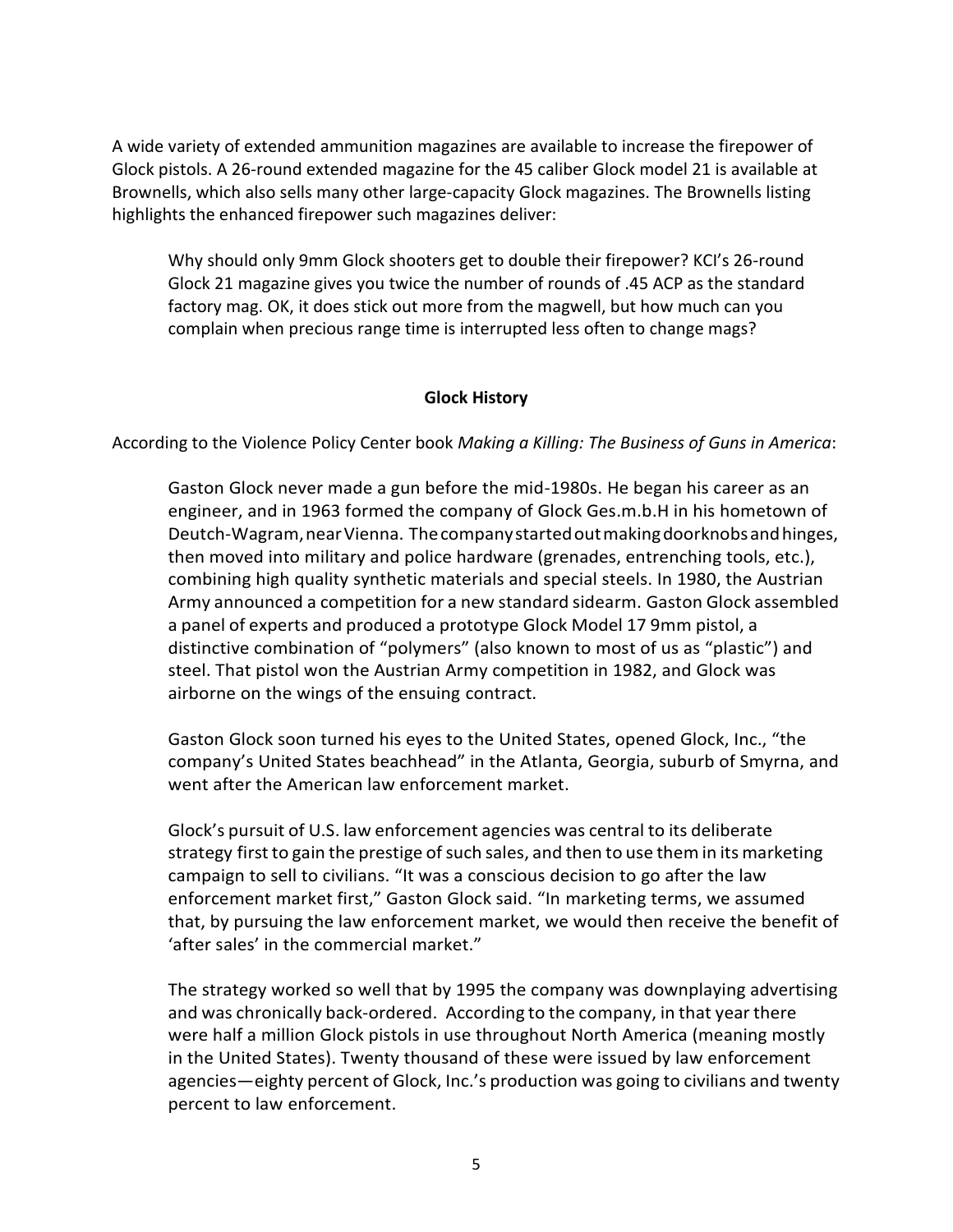A wide variety of extended ammunition magazines are available to increase the firepower of Glock pistols. A 26-round extended magazine for the 45 caliber Glock model 21 is available at Brownells, which also sells many other large-capacity Glock magazines. The Brownells listing highlights the enhanced firepower such magazines deliver:

> Why should only 9mm Glock shooters get to double their firepower? KCI's 26-round Glock 21 magazine gives you twice the number of rounds of .45 ACP as the standard factory mag. OK, it does stick out more from the magwell, but how much can you complain when precious range time is interrupted less often to change mags?

## Glock History

According to the Violence Policy Center book *Making a Killing: The Business of Guns in America*:

> Gaston Glock never made a gun before the mid-1980s. He began his career as an engineer, and in 1963 formed the company of Glock Ges.m.b.H in his hometown of Deutch-Wagram, near Vienna. The company started out making doorknobs and hinges, then moved into military and police hardware (grenades, entrenching tools, etc.), combining high quality synthetic materials and special steels. In 1980, the Austrian Army announced a competition for a new standard sidearm. Gaston Glock assembled a panel of experts and produced a prototype Glock Model 17 9mm pistol, a distinctive combination of "polymers" (also known to most of us as "plastic") and steel. That pistol won the Austrian Army competition in 1982, and Glock was airborne on the wings of the ensuing contract.
>
> Gaston Glock soon turned his eyes to the United States, opened Glock, Inc., "the company's United States beachhead" in the Atlanta, Georgia, suburb of Smyrna, and went after the American law enforcement market.
>
> Glock's pursuit of U.S. law enforcement agencies was central to its deliberate strategy first to gain the prestige of such sales, and then to use them in its marketing campaign to sell to civilians. "It was a conscious decision to go after the law enforcement market first," Gaston Glock said. "In marketing terms, we assumed that, by pursuing the law enforcement market, we would then receive the benefit of 'after sales' in the commercial market."
>
> The strategy worked so well that by 1995 the company was downplaying advertising and was chronically back-ordered. According to the company, in that year there were half a million Glock pistols in use throughout North America (meaning mostly in the United States). Twenty thousand of these were issued by law enforcement agencies—eighty percent of Glock, Inc.'s production was going to civilians and twenty percent to law enforcement.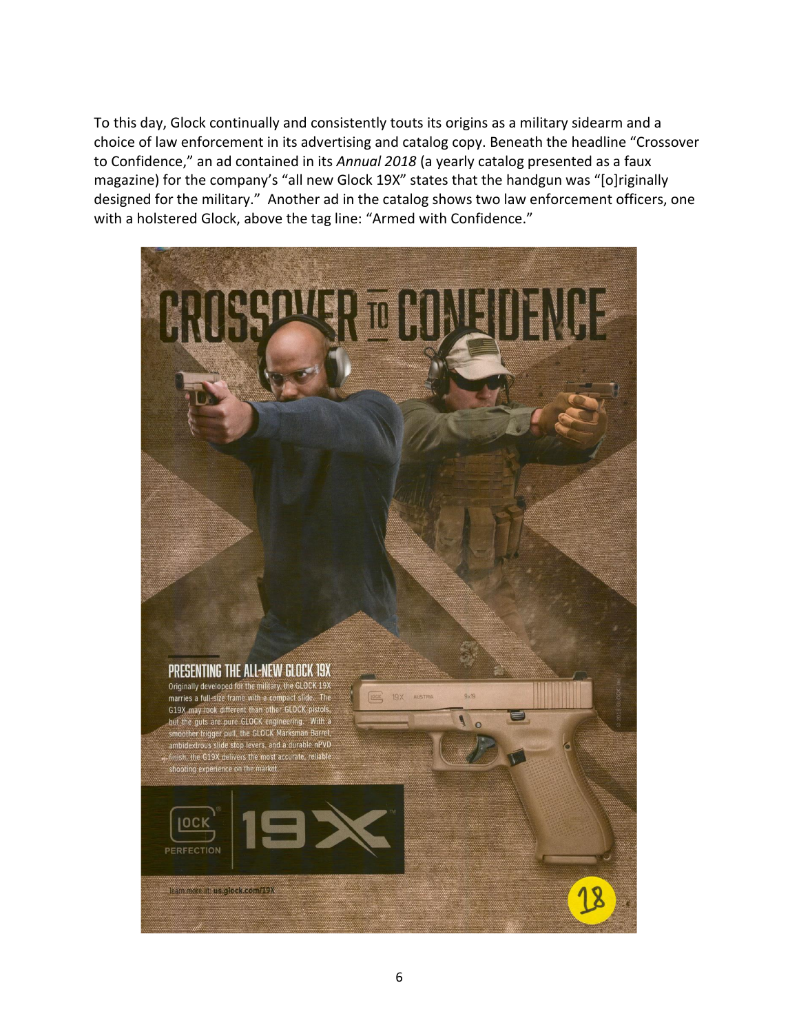To this day, Glock continually and consistently touts its origins as a military sidearm and a choice of law enforcement in its advertising and catalog copy. Beneath the headline "Crossover to Confidence," an ad contained in its *Annual 2018* (a yearly catalog presented as a faux magazine) for the company's "all new Glock 19X" states that the handgun was "[o]riginally designed for the military." Another ad in the catalog shows two law enforcement officers, one with a holstered Glock, above the tag line: "Armed with Confidence."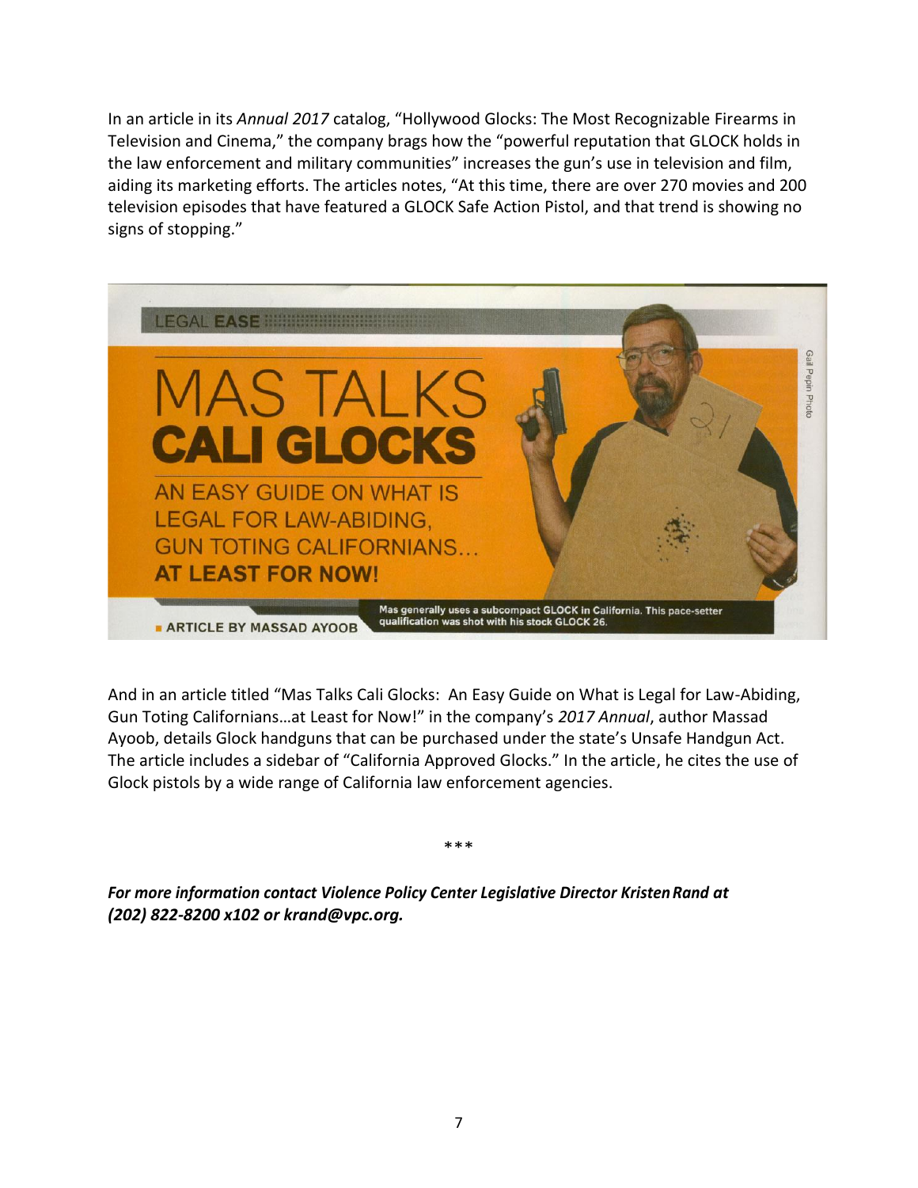In an article in its *Annual 2017* catalog, "Hollywood Glocks: The Most Recognizable Firearms in Television and Cinema," the company brags how the "powerful reputation that GLOCK holds in the law enforcement and military communities" increases the gun's use in television and film, aiding its marketing efforts. The articles notes, "At this time, there are over 270 movies and 200 television episodes that have featured a GLOCK Safe Action Pistol, and that trend is showing no signs of stopping."

LEGAL EASE

MAS TALKS
**CALI GLOCKS**

AN EASY GUIDE ON WHAT IS LEGAL FOR LAW-ABIDING, GUN TOTING CALIFORNIANS...
**AT LEAST FOR NOW!**

ARTICLE BY MASSAD AYOOB

Mas generally uses a subcompact GLOCK in California. This pace-setter qualification was shot with his stock GLOCK 26.

Gail Pepin Photo

And in an article titled "Mas Talks Cali Glocks: An Easy Guide on What is Legal for Law-Abiding, Gun Toting Californians…at Least for Now!" in the company's *2017 Annual*, author Massad Ayoob, details Glock handguns that can be purchased under the state's Unsafe Handgun Act. The article includes a sidebar of "California Approved Glocks." In the article, he cites the use of Glock pistols by a wide range of California law enforcement agencies.

***

***For more information contact Violence Policy Center Legislative Director Kristen Rand at (202) 822-8200 x102 or krand@vpc.org.***